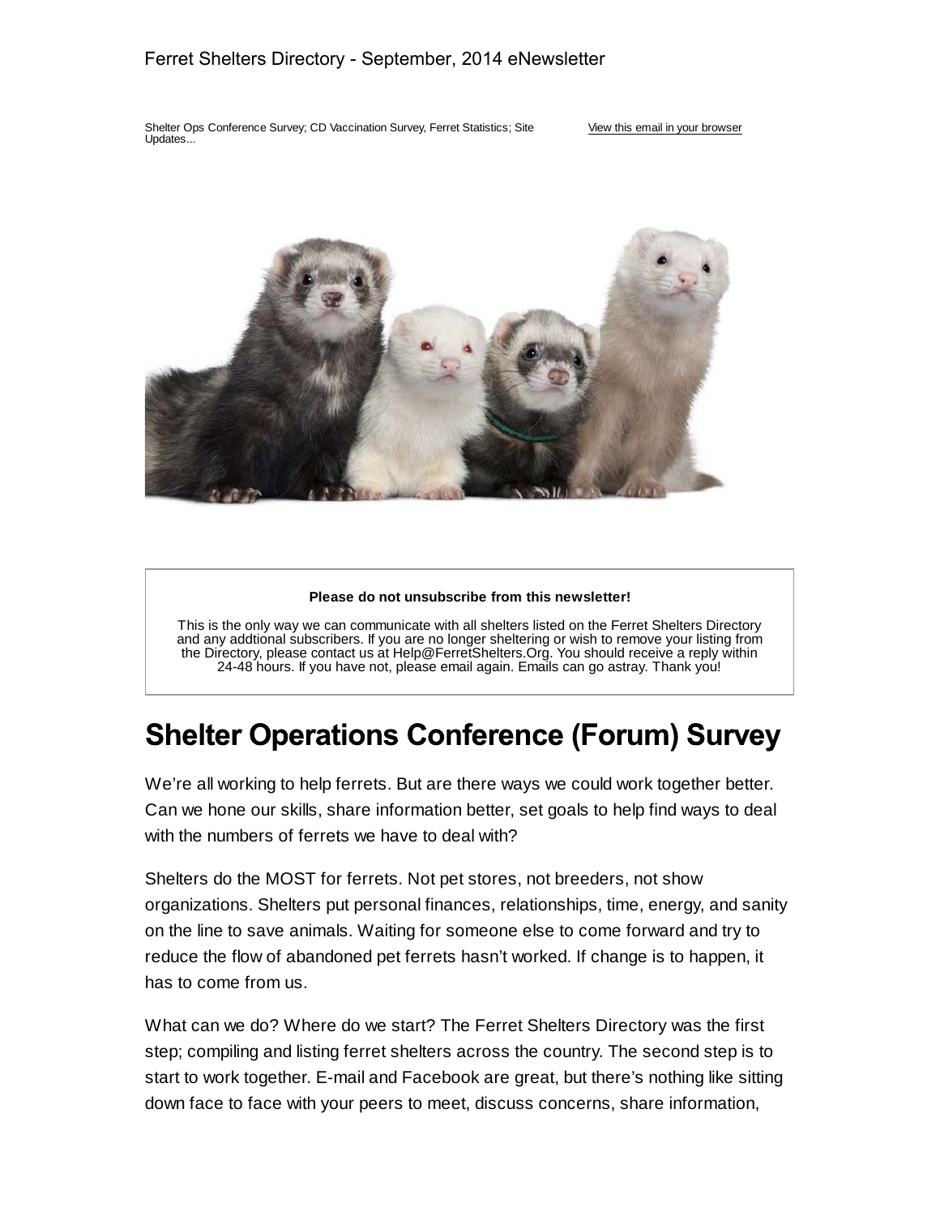Ferret Shelters Directory - September, 2014 eNewsletter

Shelter Ops Conference Survey; CD Vaccination Survey, Ferret Statistics; Site Updates...

View this email in your browser

**Please do not unsubscribe from this newsletter!**

This is the only way we can communicate with all shelters listed on the Ferret Shelters Directory and any addtional subscribers. If you are no longer sheltering or wish to remove your listing from the Directory, please contact us at Help@FerretShelters.Org. You should receive a reply within 24-48 hours. If you have not, please email again. Emails can go astray. Thank you!

# Shelter Operations Conference (Forum) Survey

We're all working to help ferrets. But are there ways we could work together better. Can we hone our skills, share information better, set goals to help find ways to deal with the numbers of ferrets we have to deal with?

Shelters do the MOST for ferrets. Not pet stores, not breeders, not show organizations. Shelters put personal finances, relationships, time, energy, and sanity on the line to save animals. Waiting for someone else to come forward and try to reduce the flow of abandoned pet ferrets hasn't worked. If change is to happen, it has to come from us.

What can we do? Where do we start? The Ferret Shelters Directory was the first step; compiling and listing ferret shelters across the country. The second step is to start to work together. E-mail and Facebook are great, but there's nothing like sitting down face to face with your peers to meet, discuss concerns, share information,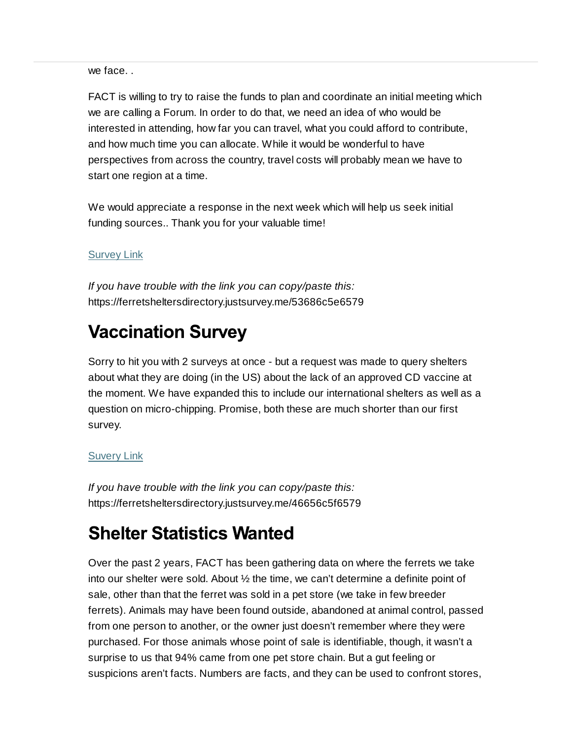we face. .

FACT is willing to try to raise the funds to plan and coordinate an initial meeting which we are calling a Forum. In order to do that, we need an idea of who would be interested in attending, how far you can travel, what you could afford to contribute, and how much time you can allocate. While it would be wonderful to have perspectives from across the country, travel costs will probably mean we have to start one region at a time.

We would appreciate a response in the next week which will help us seek initial funding sources.. Thank you for your valuable time!

Survey Link

*If you have trouble with the link you can copy/paste this:*
https://ferretsheltersdirectory.justsurvey.me/53686c5e6579

## Vaccination Survey

Sorry to hit you with 2 surveys at once - but a request was made to query shelters about what they are doing (in the US) about the lack of an approved CD vaccine at the moment. We have expanded this to include our international shelters as well as a question on micro-chipping. Promise, both these are much shorter than our first survey.

Suvery Link

*If you have trouble with the link you can copy/paste this:*
https://ferretsheltersdirectory.justsurvey.me/46656c5f6579

## Shelter Statistics Wanted

Over the past 2 years, FACT has been gathering data on where the ferrets we take into our shelter were sold. About ½ the time, we can't determine a definite point of sale, other than that the ferret was sold in a pet store (we take in few breeder ferrets). Animals may have been found outside, abandoned at animal control, passed from one person to another, or the owner just doesn't remember where they were purchased. For those animals whose point of sale is identifiable, though, it wasn't a surprise to us that 94% came from one pet store chain. But a gut feeling or suspicions aren't facts. Numbers are facts, and they can be used to confront stores,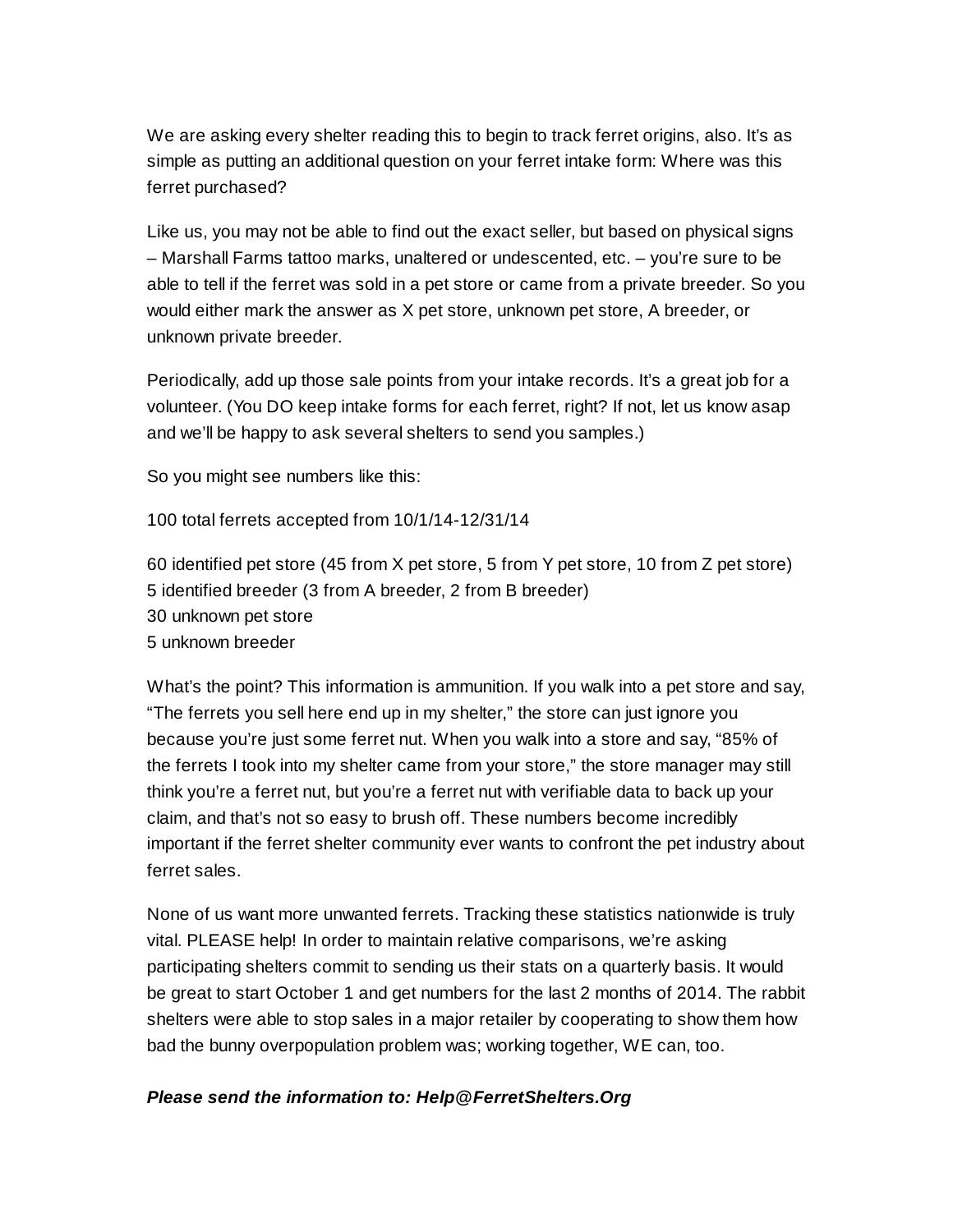We are asking every shelter reading this to begin to track ferret origins, also. It's as simple as putting an additional question on your ferret intake form: Where was this ferret purchased?

Like us, you may not be able to find out the exact seller, but based on physical signs – Marshall Farms tattoo marks, unaltered or undescented, etc. – you're sure to be able to tell if the ferret was sold in a pet store or came from a private breeder. So you would either mark the answer as X pet store, unknown pet store, A breeder, or unknown private breeder.

Periodically, add up those sale points from your intake records. It's a great job for a volunteer. (You DO keep intake forms for each ferret, right? If not, let us know asap and we'll be happy to ask several shelters to send you samples.)

So you might see numbers like this:

100 total ferrets accepted from 10/1/14-12/31/14

60 identified pet store (45 from X pet store, 5 from Y pet store, 10 from Z pet store)
5 identified breeder (3 from A breeder, 2 from B breeder)
30 unknown pet store
5 unknown breeder

What's the point? This information is ammunition. If you walk into a pet store and say, "The ferrets you sell here end up in my shelter," the store can just ignore you because you're just some ferret nut. When you walk into a store and say, "85% of the ferrets I took into my shelter came from your store," the store manager may still think you're a ferret nut, but you're a ferret nut with verifiable data to back up your claim, and that's not so easy to brush off. These numbers become incredibly important if the ferret shelter community ever wants to confront the pet industry about ferret sales.

None of us want more unwanted ferrets. Tracking these statistics nationwide is truly vital. PLEASE help! In order to maintain relative comparisons, we're asking participating shelters commit to sending us their stats on a quarterly basis. It would be great to start October 1 and get numbers for the last 2 months of 2014. The rabbit shelters were able to stop sales in a major retailer by cooperating to show them how bad the bunny overpopulation problem was; working together, WE can, too.

***Please send the information to: Help@FerretShelters.Org***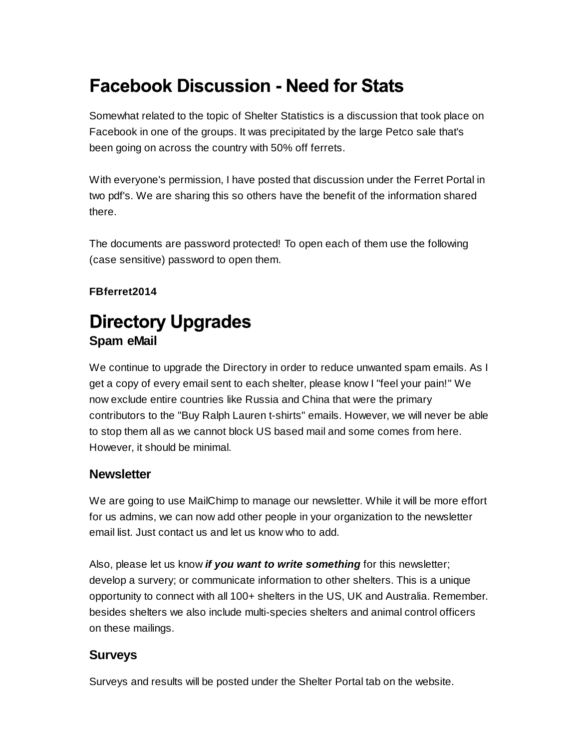# Facebook Discussion - Need for Stats

Somewhat related to the topic of Shelter Statistics is a discussion that took place on Facebook in one of the groups. It was precipitated by the large Petco sale that's been going on across the country with 50% off ferrets.

With everyone's permission, I have posted that discussion under the Ferret Portal in two pdf's. We are sharing this so others have the benefit of the information shared there.

The documents are password protected! To open each of them use the following (case sensitive) password to open them.

**FBferret2014**

# Directory Upgrades

## Spam eMail

We continue to upgrade the Directory in order to reduce unwanted spam emails. As I get a copy of every email sent to each shelter, please know I "feel your pain!" We now exclude entire countries like Russia and China that were the primary contributors to the "Buy Ralph Lauren t-shirts" emails. However, we will never be able to stop them all as we cannot block US based mail and some comes from here. However, it should be minimal.

## Newsletter

We are going to use MailChimp to manage our newsletter. While it will be more effort for us admins, we can now add other people in your organization to the newsletter email list. Just contact us and let us know who to add.

Also, please let us know ***if you want to write something*** for this newsletter; develop a survery; or communicate information to other shelters. This is a unique opportunity to connect with all 100+ shelters in the US, UK and Australia. Remember. besides shelters we also include multi-species shelters and animal control officers on these mailings.

## Surveys

Surveys and results will be posted under the Shelter Portal tab on the website.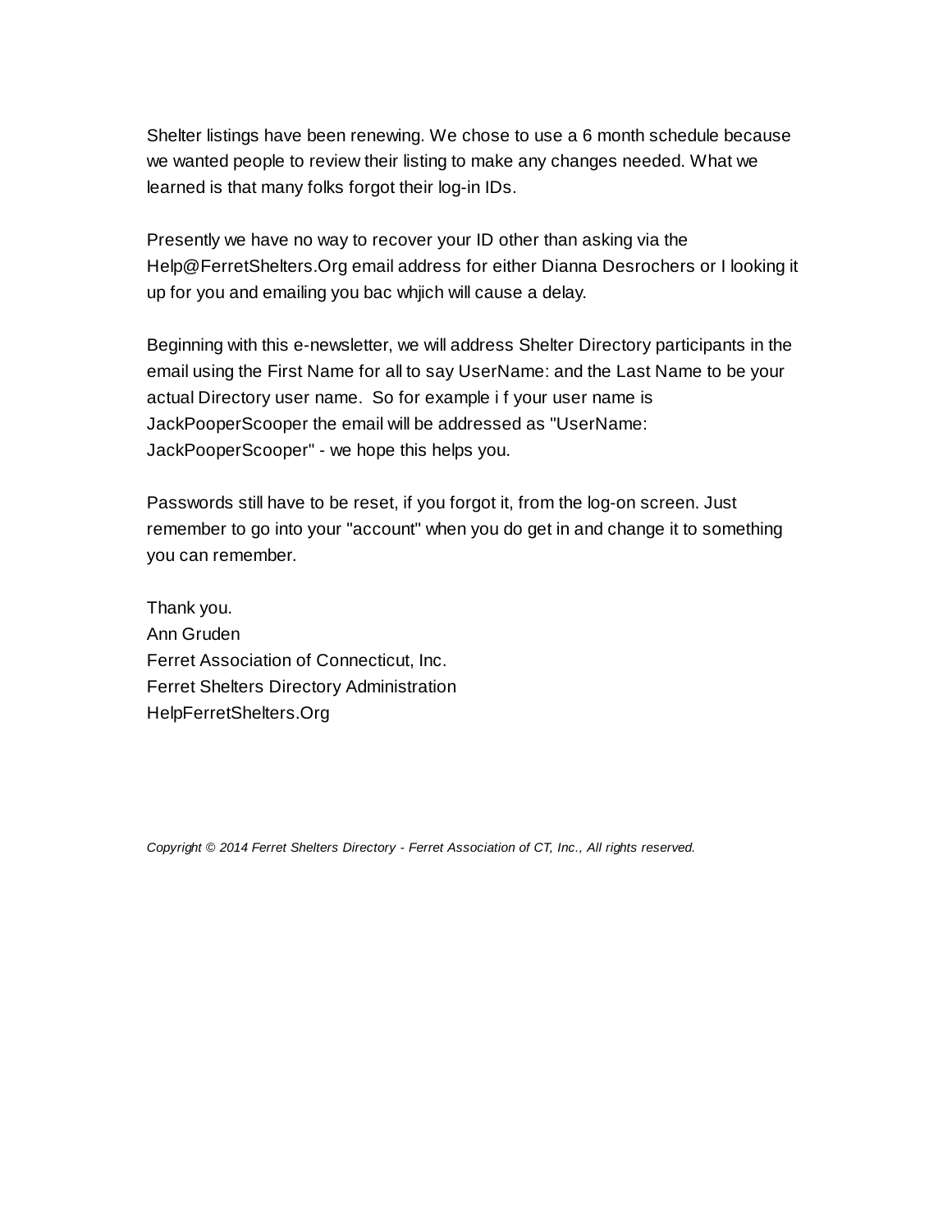Shelter listings have been renewing. We chose to use a 6 month schedule because we wanted people to review their listing to make any changes needed. What we learned is that many folks forgot their log-in IDs.

Presently we have no way to recover your ID other than asking via the Help@FerretShelters.Org email address for either Dianna Desrochers or I looking it up for you and emailing you bac whjich will cause a delay.

Beginning with this e-newsletter, we will address Shelter Directory participants in the email using the First Name for all to say UserName: and the Last Name to be your actual Directory user name.  So for example i f your user name is JackPooperScooper the email will be addressed as "UserName: JackPooperScooper" - we hope this helps you.

Passwords still have to be reset, if you forgot it, from the log-on screen. Just remember to go into your "account" when you do get in and change it to something you can remember.

Thank you.  
Ann Gruden  
Ferret Association of Connecticut, Inc.  
Ferret Shelters Directory Administration  
HelpFerretShelters.Org

*Copyright © 2014 Ferret Shelters Directory - Ferret Association of CT, Inc., All rights reserved.*